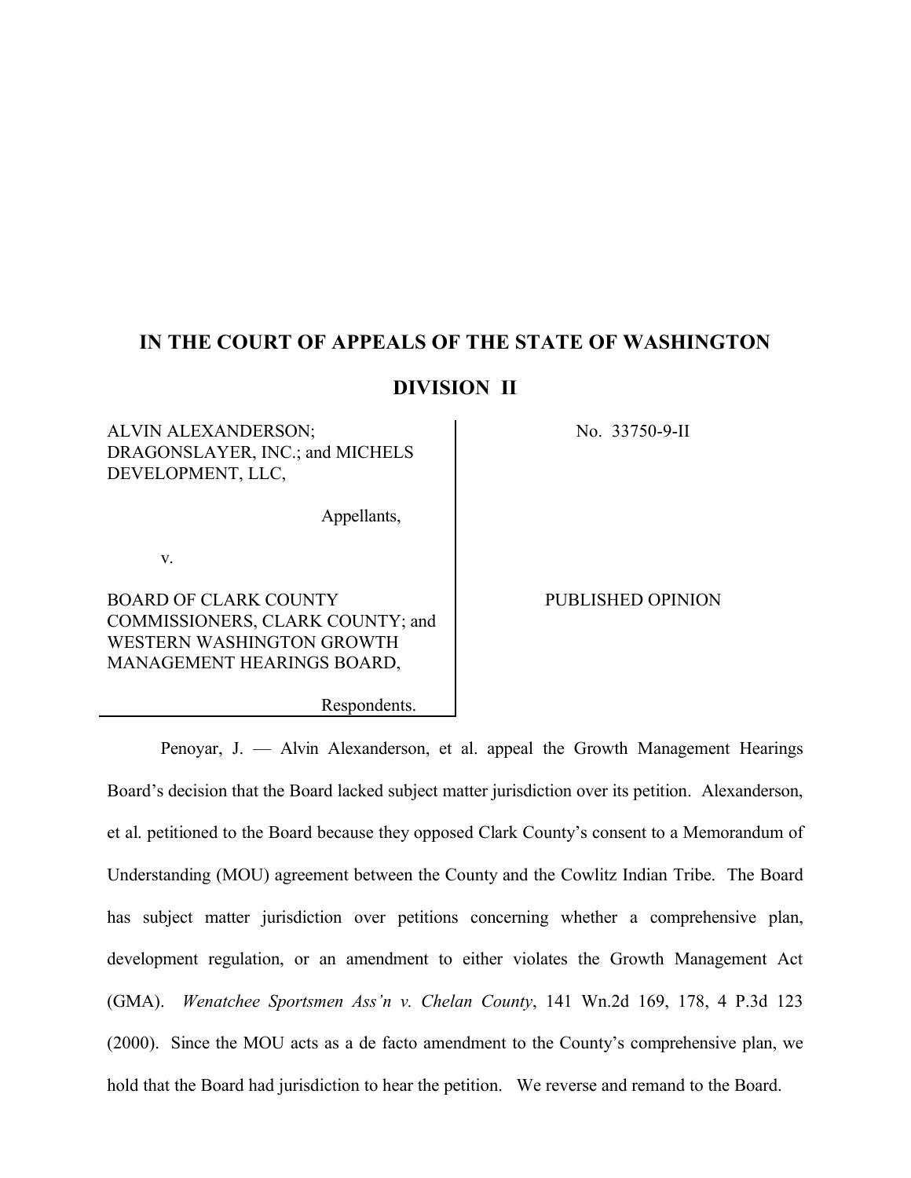# IN THE COURT OF APPEALS OF THE STATE OF WASHINGTON

## DIVISION II

| | |
|---|---|
| ALVIN ALEXANDERSON; DRAGONSLAYER, INC.; and MICHELS DEVELOPMENT, LLC,<br><br>Appellants,<br><br>v.<br><br>BOARD OF CLARK COUNTY COMMISSIONERS, CLARK COUNTY; and WESTERN WASHINGTON GROWTH MANAGEMENT HEARINGS BOARD,<br><br>Respondents. | No. 33750-9-II<br><br><br><br><br><br>PUBLISHED OPINION |

Penoyar, J. — Alvin Alexanderson, et al. appeal the Growth Management Hearings Board's decision that the Board lacked subject matter jurisdiction over its petition. Alexanderson, et al. petitioned to the Board because they opposed Clark County's consent to a Memorandum of Understanding (MOU) agreement between the County and the Cowlitz Indian Tribe. The Board has subject matter jurisdiction over petitions concerning whether a comprehensive plan, development regulation, or an amendment to either violates the Growth Management Act (GMA). *Wenatchee Sportsmen Ass'n v. Chelan County*, 141 Wn.2d 169, 178, 4 P.3d 123 (2000). Since the MOU acts as a de facto amendment to the County's comprehensive plan, we hold that the Board had jurisdiction to hear the petition. We reverse and remand to the Board.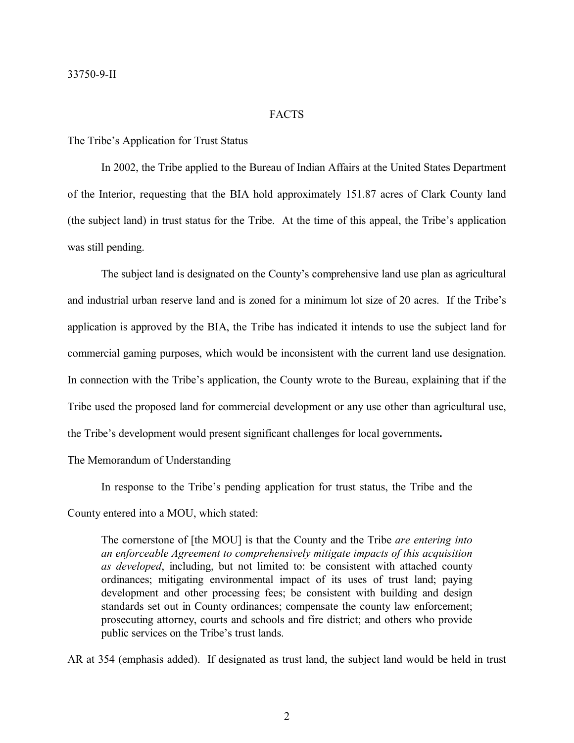## FACTS

The Tribe's Application for Trust Status

In 2002, the Tribe applied to the Bureau of Indian Affairs at the United States Department of the Interior, requesting that the BIA hold approximately 151.87 acres of Clark County land (the subject land) in trust status for the Tribe. At the time of this appeal, the Tribe's application was still pending.

The subject land is designated on the County's comprehensive land use plan as agricultural and industrial urban reserve land and is zoned for a minimum lot size of 20 acres. If the Tribe's application is approved by the BIA, the Tribe has indicated it intends to use the subject land for commercial gaming purposes, which would be inconsistent with the current land use designation. In connection with the Tribe's application, the County wrote to the Bureau, explaining that if the Tribe used the proposed land for commercial development or any use other than agricultural use, the Tribe's development would present significant challenges for local governments.

The Memorandum of Understanding

In response to the Tribe's pending application for trust status, the Tribe and the County entered into a MOU, which stated:

> The cornerstone of [the MOU] is that the County and the Tribe *are entering into an enforceable Agreement to comprehensively mitigate impacts of this acquisition as developed*, including, but not limited to: be consistent with attached county ordinances; mitigating environmental impact of its uses of trust land; paying development and other processing fees; be consistent with building and design standards set out in County ordinances; compensate the county law enforcement; prosecuting attorney, courts and schools and fire district; and others who provide public services on the Tribe's trust lands.

AR at 354 (emphasis added). If designated as trust land, the subject land would be held in trust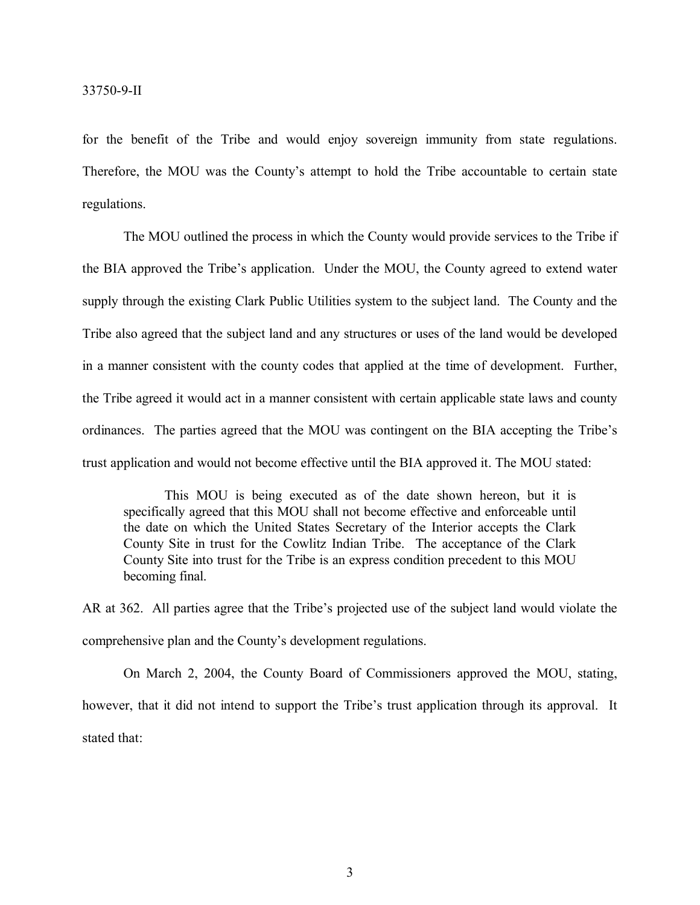for the benefit of the Tribe and would enjoy sovereign immunity from state regulations. Therefore, the MOU was the County's attempt to hold the Tribe accountable to certain state regulations.

The MOU outlined the process in which the County would provide services to the Tribe if the BIA approved the Tribe's application. Under the MOU, the County agreed to extend water supply through the existing Clark Public Utilities system to the subject land. The County and the Tribe also agreed that the subject land and any structures or uses of the land would be developed in a manner consistent with the county codes that applied at the time of development. Further, the Tribe agreed it would act in a manner consistent with certain applicable state laws and county ordinances. The parties agreed that the MOU was contingent on the BIA accepting the Tribe's trust application and would not become effective until the BIA approved it. The MOU stated:

> This MOU is being executed as of the date shown hereon, but it is specifically agreed that this MOU shall not become effective and enforceable until the date on which the United States Secretary of the Interior accepts the Clark County Site in trust for the Cowlitz Indian Tribe. The acceptance of the Clark County Site into trust for the Tribe is an express condition precedent to this MOU becoming final.

AR at 362. All parties agree that the Tribe's projected use of the subject land would violate the comprehensive plan and the County's development regulations.

On March 2, 2004, the County Board of Commissioners approved the MOU, stating, however, that it did not intend to support the Tribe's trust application through its approval. It stated that: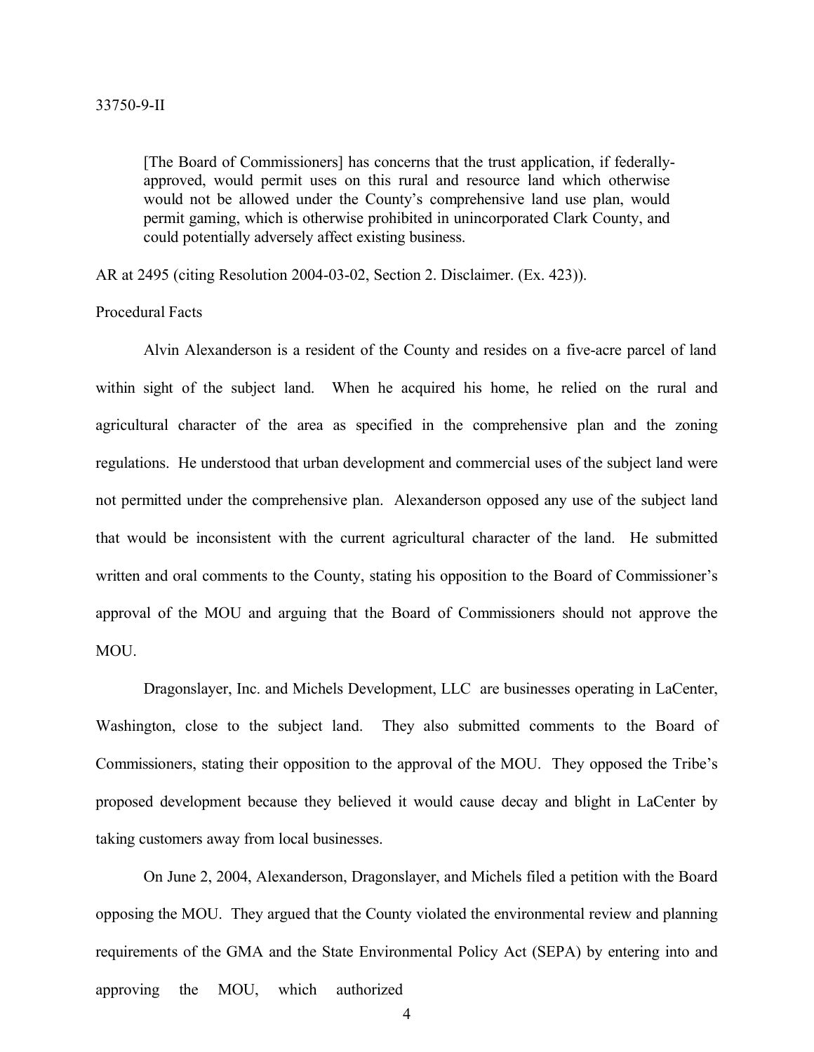> [The Board of Commissioners] has concerns that the trust application, if federally-approved, would permit uses on this rural and resource land which otherwise would not be allowed under the County's comprehensive land use plan, would permit gaming, which is otherwise prohibited in unincorporated Clark County, and could potentially adversely affect existing business.

AR at 2495 (citing Resolution 2004-03-02, Section 2. Disclaimer. (Ex. 423)).

Procedural Facts

Alvin Alexanderson is a resident of the County and resides on a five-acre parcel of land within sight of the subject land. When he acquired his home, he relied on the rural and agricultural character of the area as specified in the comprehensive plan and the zoning regulations. He understood that urban development and commercial uses of the subject land were not permitted under the comprehensive plan. Alexanderson opposed any use of the subject land that would be inconsistent with the current agricultural character of the land. He submitted written and oral comments to the County, stating his opposition to the Board of Commissioner's approval of the MOU and arguing that the Board of Commissioners should not approve the MOU.

Dragonslayer, Inc. and Michels Development, LLC are businesses operating in LaCenter, Washington, close to the subject land. They also submitted comments to the Board of Commissioners, stating their opposition to the approval of the MOU. They opposed the Tribe's proposed development because they believed it would cause decay and blight in LaCenter by taking customers away from local businesses.

On June 2, 2004, Alexanderson, Dragonslayer, and Michels filed a petition with the Board opposing the MOU. They argued that the County violated the environmental review and planning requirements of the GMA and the State Environmental Policy Act (SEPA) by entering into and approving the MOU, which authorized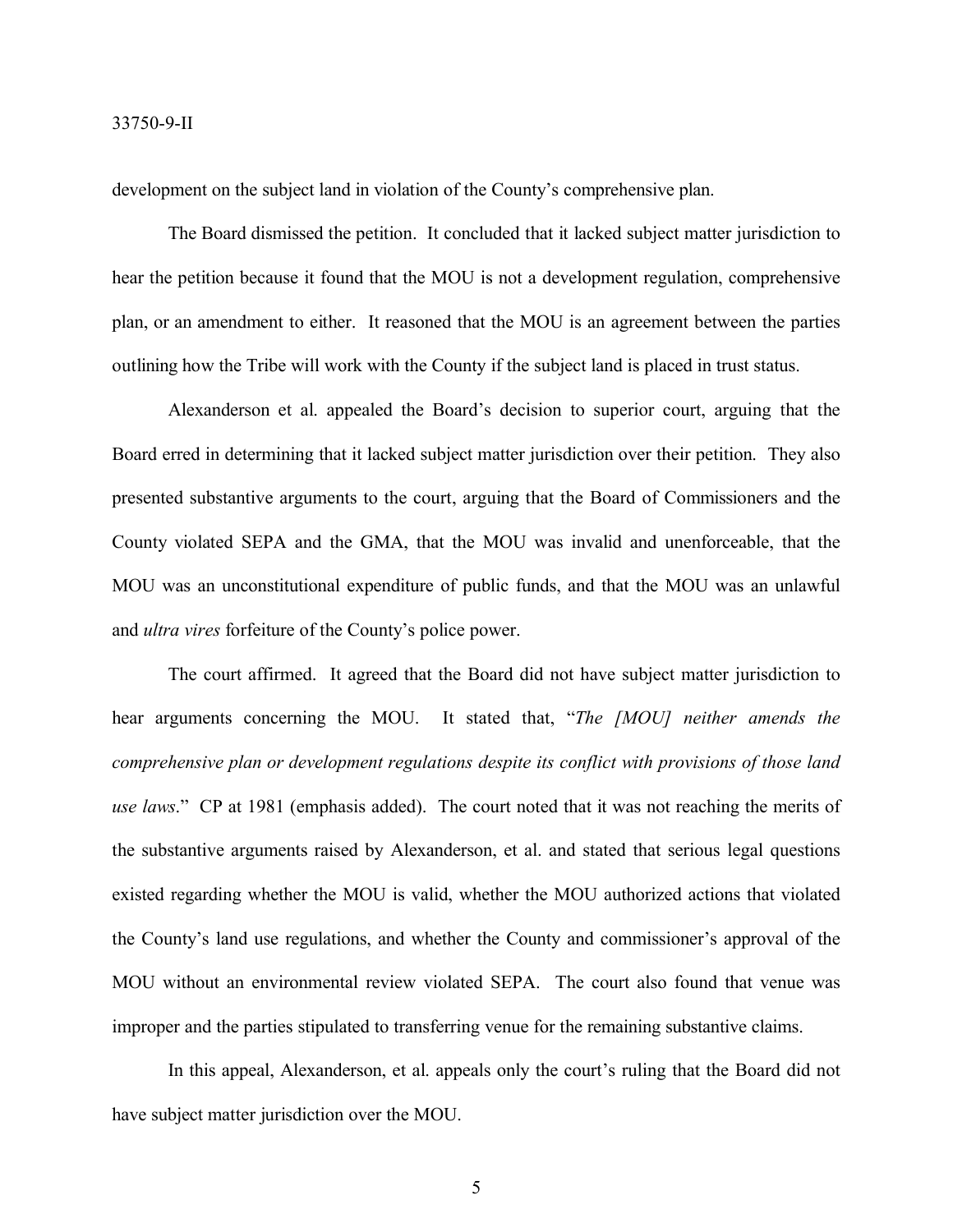development on the subject land in violation of the County's comprehensive plan.

The Board dismissed the petition. It concluded that it lacked subject matter jurisdiction to hear the petition because it found that the MOU is not a development regulation, comprehensive plan, or an amendment to either. It reasoned that the MOU is an agreement between the parties outlining how the Tribe will work with the County if the subject land is placed in trust status.

Alexanderson et al. appealed the Board's decision to superior court, arguing that the Board erred in determining that it lacked subject matter jurisdiction over their petition. They also presented substantive arguments to the court, arguing that the Board of Commissioners and the County violated SEPA and the GMA, that the MOU was invalid and unenforceable, that the MOU was an unconstitutional expenditure of public funds, and that the MOU was an unlawful and *ultra vires* forfeiture of the County's police power.

The court affirmed. It agreed that the Board did not have subject matter jurisdiction to hear arguments concerning the MOU. It stated that, "*The [MOU] neither amends the comprehensive plan or development regulations despite its conflict with provisions of those land use laws*." CP at 1981 (emphasis added). The court noted that it was not reaching the merits of the substantive arguments raised by Alexanderson, et al. and stated that serious legal questions existed regarding whether the MOU is valid, whether the MOU authorized actions that violated the County's land use regulations, and whether the County and commissioner's approval of the MOU without an environmental review violated SEPA. The court also found that venue was improper and the parties stipulated to transferring venue for the remaining substantive claims.

In this appeal, Alexanderson, et al. appeals only the court's ruling that the Board did not have subject matter jurisdiction over the MOU.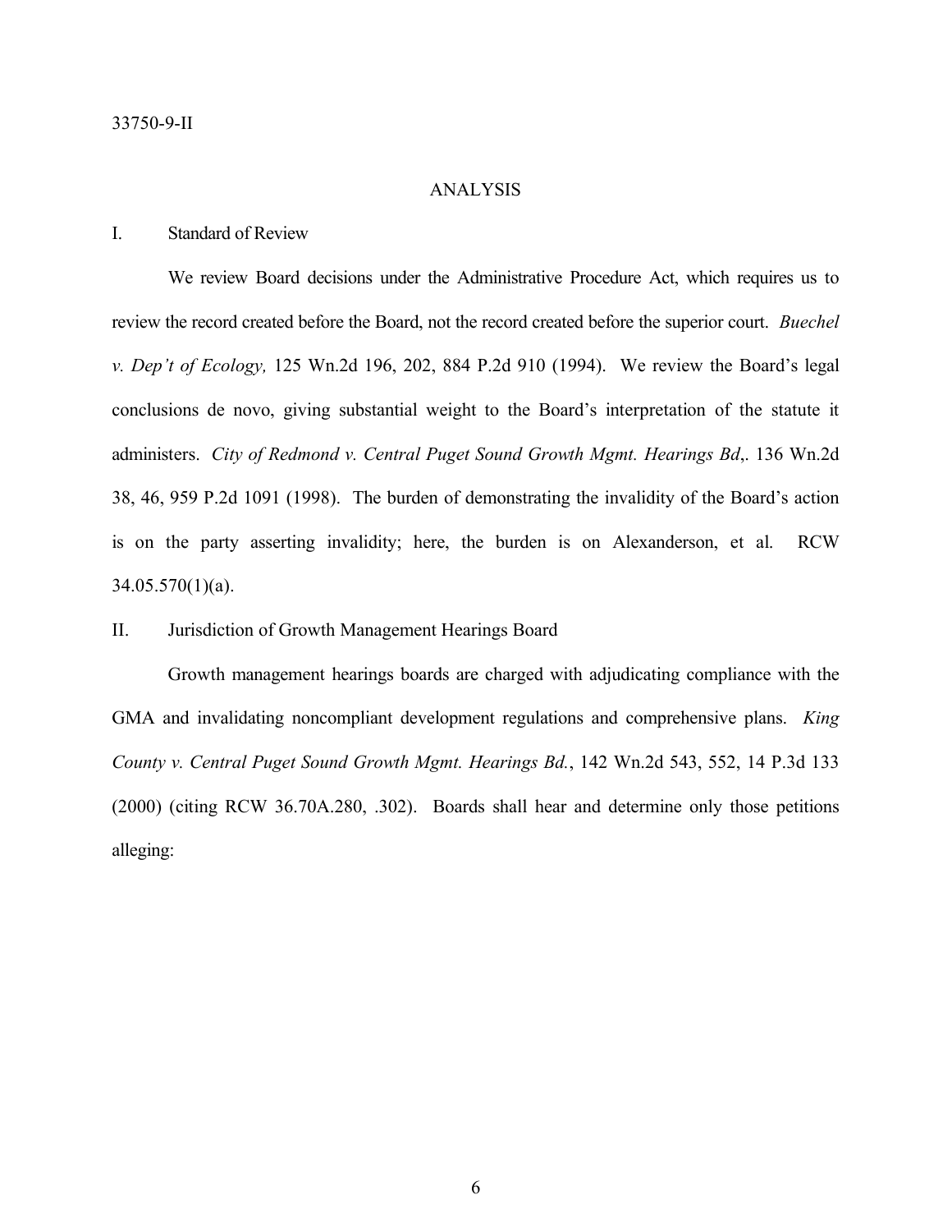## ANALYSIS

### I. Standard of Review

We review Board decisions under the Administrative Procedure Act, which requires us to review the record created before the Board, not the record created before the superior court. *Buechel v. Dep't of Ecology,* 125 Wn.2d 196, 202, 884 P.2d 910 (1994). We review the Board's legal conclusions de novo, giving substantial weight to the Board's interpretation of the statute it administers. *City of Redmond v. Central Puget Sound Growth Mgmt. Hearings Bd*,. 136 Wn.2d 38, 46, 959 P.2d 1091 (1998). The burden of demonstrating the invalidity of the Board's action is on the party asserting invalidity; here, the burden is on Alexanderson, et al. RCW 34.05.570(1)(a).

### II. Jurisdiction of Growth Management Hearings Board

Growth management hearings boards are charged with adjudicating compliance with the GMA and invalidating noncompliant development regulations and comprehensive plans. *King County v. Central Puget Sound Growth Mgmt. Hearings Bd.*, 142 Wn.2d 543, 552, 14 P.3d 133 (2000) (citing RCW 36.70A.280, .302). Boards shall hear and determine only those petitions alleging: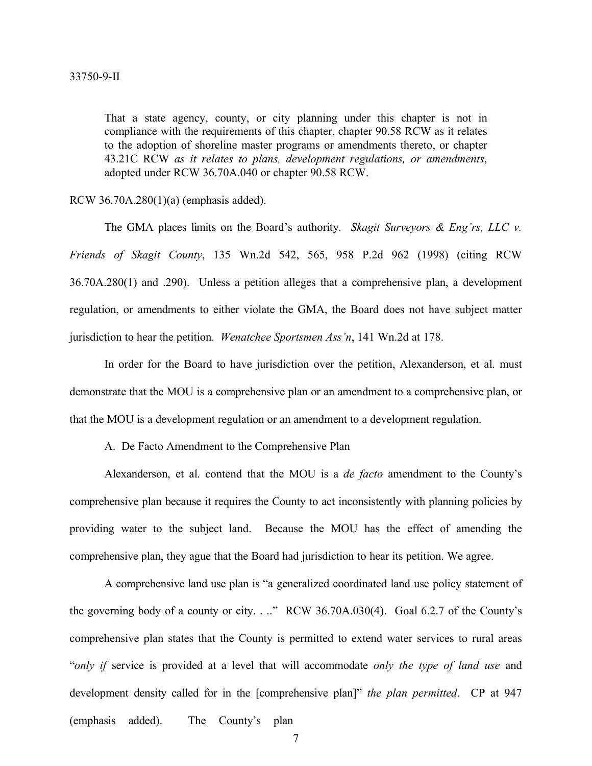> That a state agency, county, or city planning under this chapter is not in compliance with the requirements of this chapter, chapter 90.58 RCW as it relates to the adoption of shoreline master programs or amendments thereto, or chapter 43.21C RCW *as it relates to plans, development regulations, or amendments*, adopted under RCW 36.70A.040 or chapter 90.58 RCW.

RCW 36.70A.280(1)(a) (emphasis added).

The GMA places limits on the Board's authority. *Skagit Surveyors & Eng'rs, LLC v. Friends of Skagit County*, 135 Wn.2d 542, 565, 958 P.2d 962 (1998) (citing RCW 36.70A.280(1) and .290). Unless a petition alleges that a comprehensive plan, a development regulation, or amendments to either violate the GMA, the Board does not have subject matter jurisdiction to hear the petition. *Wenatchee Sportsmen Ass'n*, 141 Wn.2d at 178.

In order for the Board to have jurisdiction over the petition, Alexanderson, et al. must demonstrate that the MOU is a comprehensive plan or an amendment to a comprehensive plan, or that the MOU is a development regulation or an amendment to a development regulation.

A. De Facto Amendment to the Comprehensive Plan

Alexanderson, et al. contend that the MOU is a *de facto* amendment to the County's comprehensive plan because it requires the County to act inconsistently with planning policies by providing water to the subject land. Because the MOU has the effect of amending the comprehensive plan, they ague that the Board had jurisdiction to hear its petition. We agree.

A comprehensive land use plan is "a generalized coordinated land use policy statement of the governing body of a county or city. . .." RCW 36.70A.030(4). Goal 6.2.7 of the County's comprehensive plan states that the County is permitted to extend water services to rural areas "*only if* service is provided at a level that will accommodate *only the type of land use* and development density called for in the [comprehensive plan]" *the plan permitted*. CP at 947 (emphasis added). The County's plan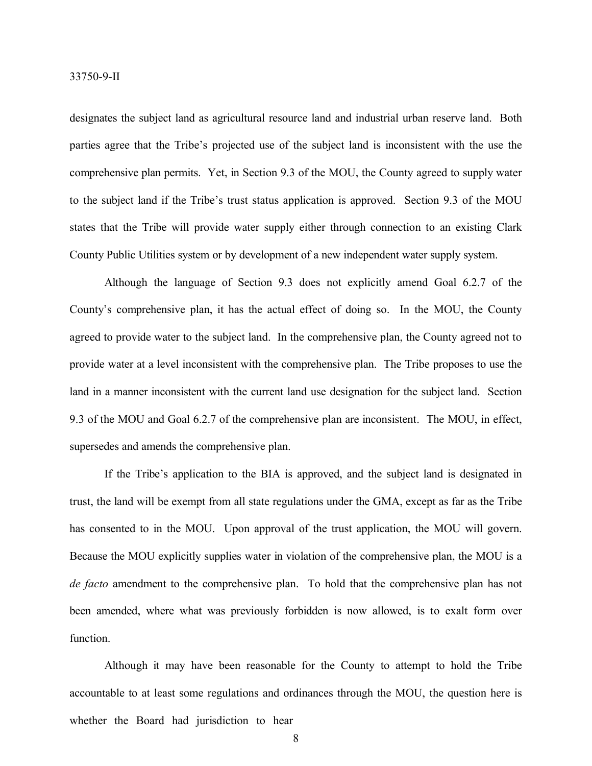designates the subject land as agricultural resource land and industrial urban reserve land. Both parties agree that the Tribe's projected use of the subject land is inconsistent with the use the comprehensive plan permits. Yet, in Section 9.3 of the MOU, the County agreed to supply water to the subject land if the Tribe's trust status application is approved. Section 9.3 of the MOU states that the Tribe will provide water supply either through connection to an existing Clark County Public Utilities system or by development of a new independent water supply system.

Although the language of Section 9.3 does not explicitly amend Goal 6.2.7 of the County's comprehensive plan, it has the actual effect of doing so. In the MOU, the County agreed to provide water to the subject land. In the comprehensive plan, the County agreed not to provide water at a level inconsistent with the comprehensive plan. The Tribe proposes to use the land in a manner inconsistent with the current land use designation for the subject land. Section 9.3 of the MOU and Goal 6.2.7 of the comprehensive plan are inconsistent. The MOU, in effect, supersedes and amends the comprehensive plan.

If the Tribe's application to the BIA is approved, and the subject land is designated in trust, the land will be exempt from all state regulations under the GMA, except as far as the Tribe has consented to in the MOU. Upon approval of the trust application, the MOU will govern. Because the MOU explicitly supplies water in violation of the comprehensive plan, the MOU is a *de facto* amendment to the comprehensive plan. To hold that the comprehensive plan has not been amended, where what was previously forbidden is now allowed, is to exalt form over function.

Although it may have been reasonable for the County to attempt to hold the Tribe accountable to at least some regulations and ordinances through the MOU, the question here is whether the Board had jurisdiction to hear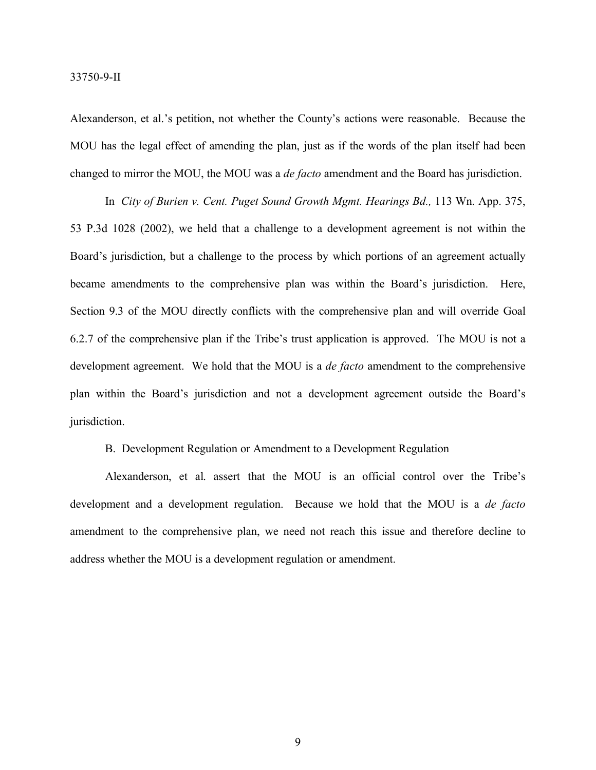Alexanderson, et al.'s petition, not whether the County's actions were reasonable. Because the MOU has the legal effect of amending the plan, just as if the words of the plan itself had been changed to mirror the MOU, the MOU was a *de facto* amendment and the Board has jurisdiction.

In *City of Burien v. Cent. Puget Sound Growth Mgmt. Hearings Bd.,* 113 Wn. App. 375, 53 P.3d 1028 (2002), we held that a challenge to a development agreement is not within the Board's jurisdiction, but a challenge to the process by which portions of an agreement actually became amendments to the comprehensive plan was within the Board's jurisdiction. Here, Section 9.3 of the MOU directly conflicts with the comprehensive plan and will override Goal 6.2.7 of the comprehensive plan if the Tribe's trust application is approved. The MOU is not a development agreement. We hold that the MOU is a *de facto* amendment to the comprehensive plan within the Board's jurisdiction and not a development agreement outside the Board's jurisdiction.

B. Development Regulation or Amendment to a Development Regulation

Alexanderson, et al. assert that the MOU is an official control over the Tribe's development and a development regulation. Because we hold that the MOU is a *de facto* amendment to the comprehensive plan, we need not reach this issue and therefore decline to address whether the MOU is a development regulation or amendment.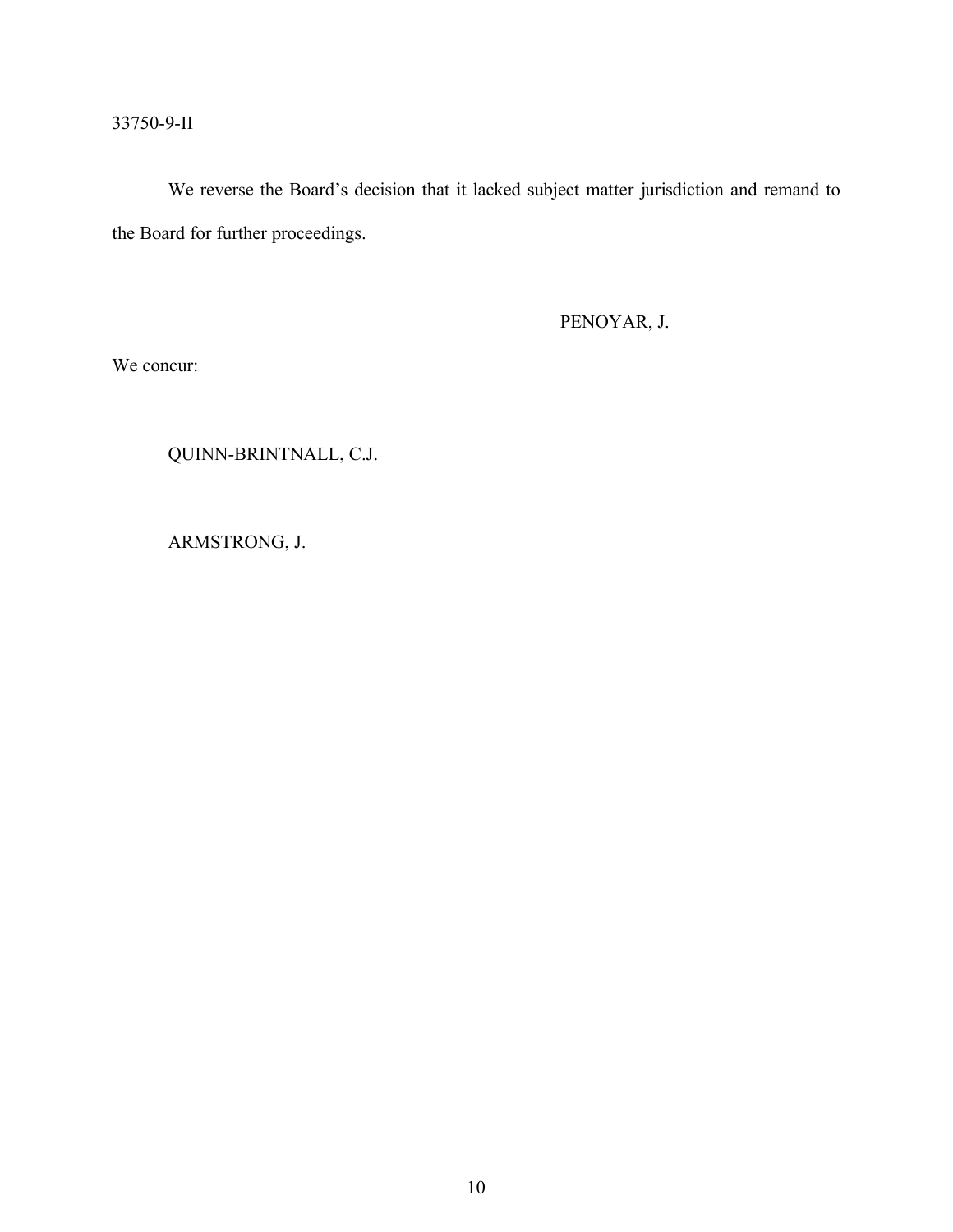We reverse the Board's decision that it lacked subject matter jurisdiction and remand to the Board for further proceedings.

PENOYAR, J.

We concur:

QUINN-BRINTNALL, C.J.

ARMSTRONG, J.